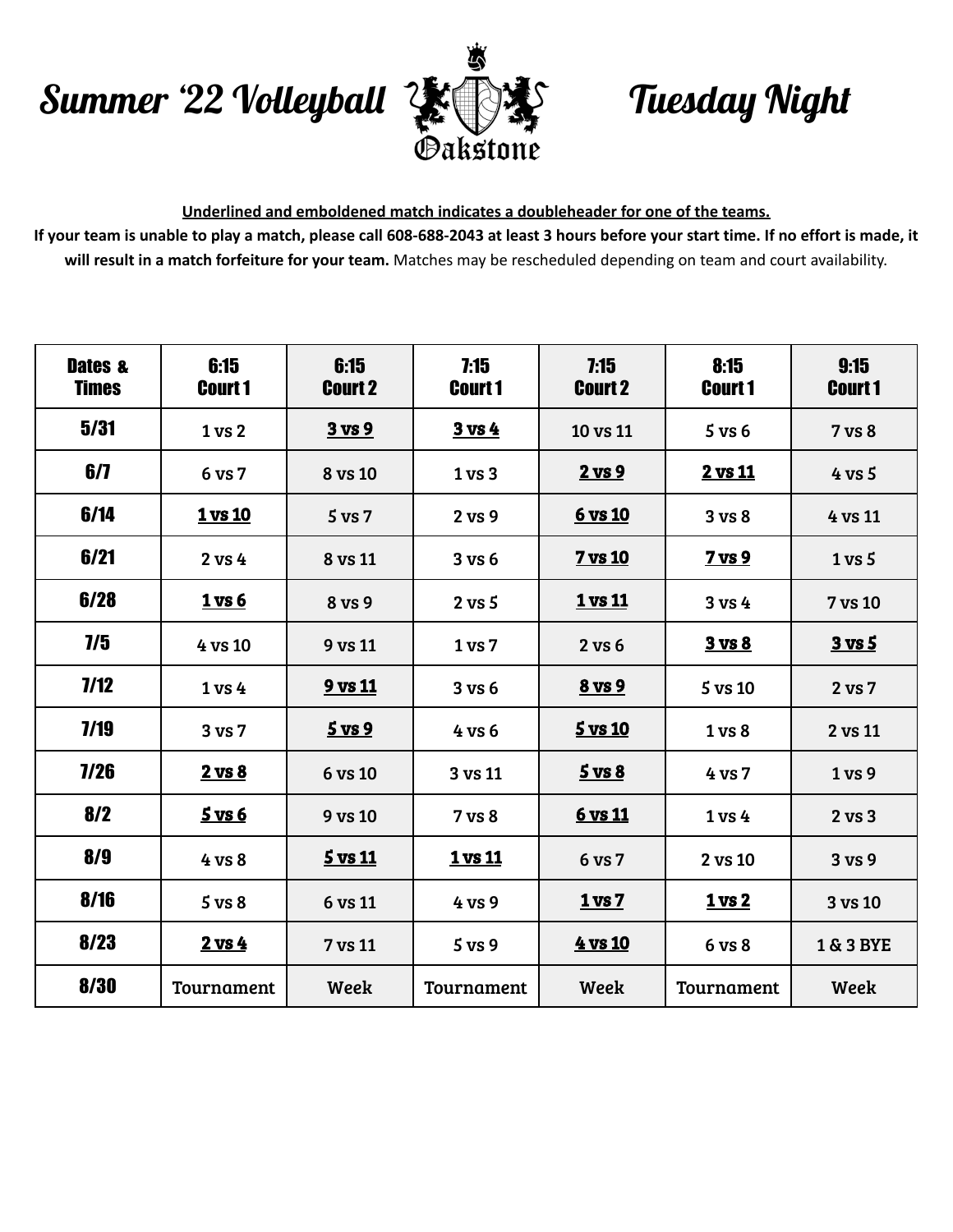# Summer '22 Volleyball Oakstone Tuesday Night

**Underlined and emboldened match indicates a doubleheader for one of the teams.**

**If your team is unable to play a match, please call 608-688-2043 at least 3 hours before your start time. If no effort is made, it will result in a match forfeiture for your team.** Matches may be rescheduled depending on team and court availability.

| Dates & Times | 6:15 Court 1 | 6:15 Court 2 | 7:15 Court 1 | 7:15 Court 2 | 8:15 Court 1 | 9:15 Court 1 |
|---|---|---|---|---|---|---|
| 5/31 | 1 vs 2 | **<u>3 vs 9</u>** | **<u>3 vs 4</u>** | 10 vs 11 | 5 vs 6 | 7 vs 8 |
| 6/7 | 6 vs 7 | 8 vs 10 | 1 vs 3 | **<u>2 vs 9</u>** | **<u>2 vs 11</u>** | 4 vs 5 |
| 6/14 | **<u>1 vs 10</u>** | 5 vs 7 | 2 vs 9 | **<u>6 vs 10</u>** | 3 vs 8 | 4 vs 11 |
| 6/21 | 2 vs 4 | 8 vs 11 | 3 vs 6 | **<u>7 vs 10</u>** | **<u>7 vs 9</u>** | 1 vs 5 |
| 6/28 | **<u>1 vs 6</u>** | 8 vs 9 | 2 vs 5 | **<u>1 vs 11</u>** | 3 vs 4 | 7 vs 10 |
| 7/5 | 4 vs 10 | 9 vs 11 | 1 vs 7 | 2 vs 6 | **<u>3 vs 8</u>** | **<u>3 vs 5</u>** |
| 7/12 | 1 vs 4 | **<u>9 vs 11</u>** | 3 vs 6 | **<u>8 vs 9</u>** | 5 vs 10 | 2 vs 7 |
| 7/19 | 3 vs 7 | **<u>5 vs 9</u>** | 4 vs 6 | **<u>5 vs 10</u>** | 1 vs 8 | 2 vs 11 |
| 7/26 | **<u>2 vs 8</u>** | 6 vs 10 | 3 vs 11 | **<u>5 vs 8</u>** | 4 vs 7 | 1 vs 9 |
| 8/2 | **<u>5 vs 6</u>** | 9 vs 10 | 7 vs 8 | **<u>6 vs 11</u>** | 1 vs 4 | 2 vs 3 |
| 8/9 | 4 vs 8 | **<u>5 vs 11</u>** | **<u>1 vs 11</u>** | 6 vs 7 | 2 vs 10 | 3 vs 9 |
| 8/16 | 5 vs 8 | 6 vs 11 | 4 vs 9 | **<u>1 vs 7</u>** | **<u>1 vs 2</u>** | 3 vs 10 |
| 8/23 | **<u>2 vs 4</u>** | 7 vs 11 | 5 vs 9 | **<u>4 vs 10</u>** | 6 vs 8 | 1 & 3 BYE |
| 8/30 | Tournament | Week | Tournament | Week | Tournament | Week |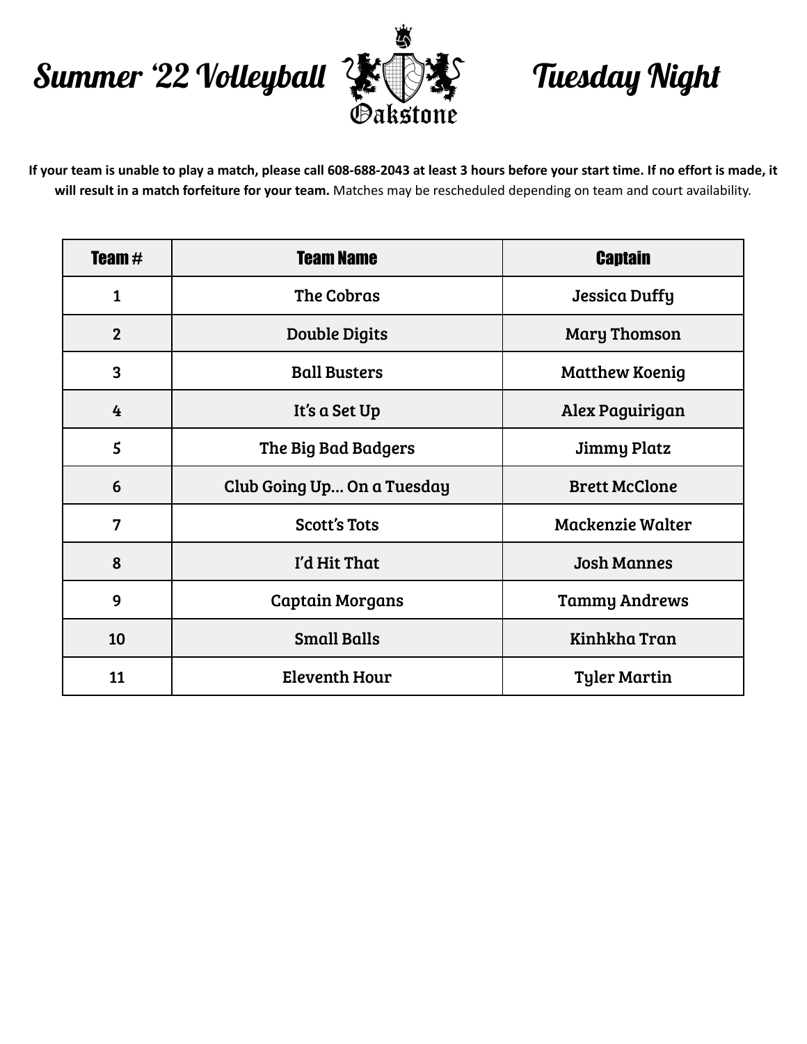# Summer '22 Volleyball

Oakstone

# Tuesday Night

**If your team is unable to play a match, please call 608-688-2043 at least 3 hours before your start time. If no effort is made, it will result in a match forfeiture for your team.** Matches may be rescheduled depending on team and court availability.

| Team # | Team Name | Captain |
|---|---|---|
| 1 | The Cobras | Jessica Duffy |
| 2 | Double Digits | Mary Thomson |
| 3 | Ball Busters | Matthew Koenig |
| 4 | It's a Set Up | Alex Paguirigan |
| 5 | The Big Bad Badgers | Jimmy Platz |
| 6 | Club Going Up... On a Tuesday | Brett McClone |
| 7 | Scott's Tots | Mackenzie Walter |
| 8 | I'd Hit That | Josh Mannes |
| 9 | Captain Morgans | Tammy Andrews |
| 10 | Small Balls | Kinhkha Tran |
| 11 | Eleventh Hour | Tyler Martin |